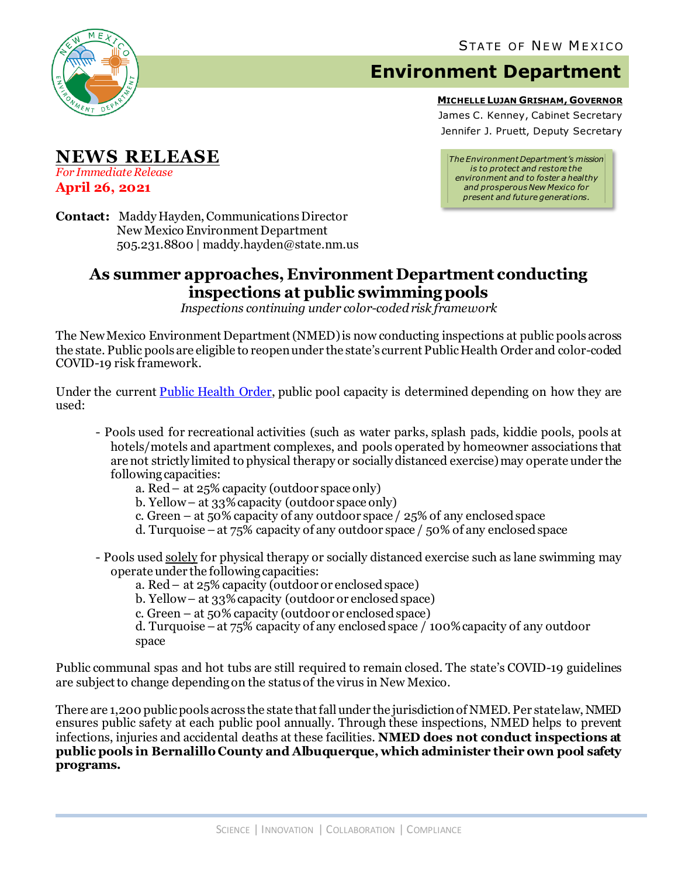STATE OF NEW MEXICO

# Environment Department

**MICHELLE LUJAN GRISHAM, GOVERNOR**
James C. Kenney, Cabinet Secretary
Jennifer J. Pruett, Deputy Secretary

*The Environment Department's mission is to protect and restore the environment and to foster a healthy and prosperous New Mexico for present and future generations.*

## NEWS RELEASE

*For Immediate Release*
**April 26, 2021**

**Contact:** Maddy Hayden, Communications Director
New Mexico Environment Department
505.231.8800 | maddy.hayden@state.nm.us

## As summer approaches, Environment Department conducting inspections at public swimming pools

*Inspections continuing under color-coded risk framework*

The New Mexico Environment Department (NMED) is now conducting inspections at public pools across the state. Public pools are eligible to reopen under the state's current Public Health Order and color-coded COVID-19 risk framework.

Under the current Public Health Order, public pool capacity is determined depending on how they are used:

- Pools used for recreational activities (such as water parks, splash pads, kiddie pools, pools at hotels/motels and apartment complexes, and pools operated by homeowner associations that are not strictly limited to physical therapy or socially distanced exercise) may operate under the following capacities:
  a. Red – at 25% capacity (outdoor space only)
  b. Yellow – at 33% capacity (outdoor space only)
  c. Green – at 50% capacity of any outdoor space / 25% of any enclosed space
  d. Turquoise – at 75% capacity of any outdoor space / 50% of any enclosed space

- Pools used solely for physical therapy or socially distanced exercise such as lane swimming may operate under the following capacities:
  a. Red – at 25% capacity (outdoor or enclosed space)
  b. Yellow – at 33% capacity (outdoor or enclosed space)
  c. Green – at 50% capacity (outdoor or enclosed space)
  d. Turquoise – at 75% capacity of any enclosed space / 100% capacity of any outdoor space

Public communal spas and hot tubs are still required to remain closed. The state's COVID-19 guidelines are subject to change depending on the status of the virus in New Mexico.

There are 1,200 public pools across the state that fall under the jurisdiction of NMED. Per state law, NMED ensures public safety at each public pool annually. Through these inspections, NMED helps to prevent infections, injuries and accidental deaths at these facilities. **NMED does not conduct inspections at public pools in Bernalillo County and Albuquerque, which administer their own pool safety programs.**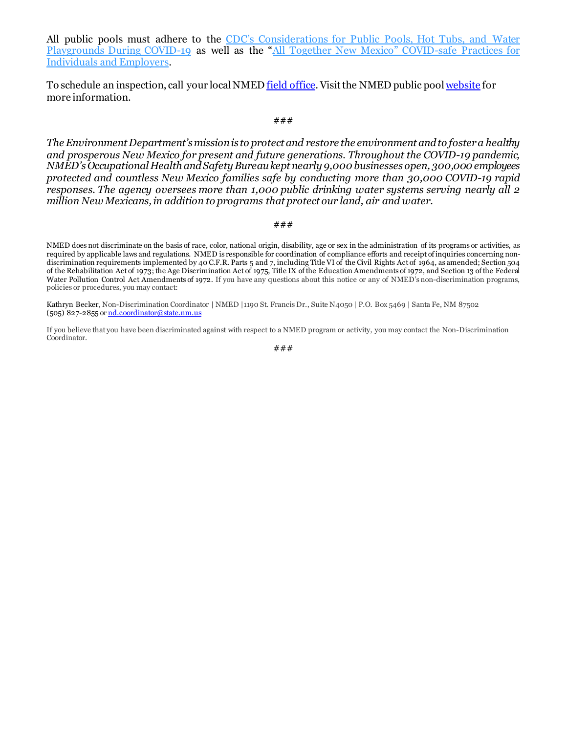All public pools must adhere to the [CDC's Considerations for Public Pools, Hot Tubs, and Water Playgrounds During COVID-19] as well as the "[All Together New Mexico" COVID-safe Practices for Individuals and Employers].

To schedule an inspection, call your local NMED [field office]. Visit the NMED public pool [website] for more information.

###

*The Environment Department's mission is to protect and restore the environment and to foster a healthy and prosperous New Mexico for present and future generations. Throughout the COVID-19 pandemic, NMED's Occupational Health and Safety Bureau kept nearly 9,000 businesses open, 300,000 employees protected and countless New Mexico families safe by conducting more than 30,000 COVID-19 rapid responses. The agency oversees more than 1,000 public drinking water systems serving nearly all 2 million New Mexicans, in addition to programs that protect our land, air and water.*

###

NMED does not discriminate on the basis of race, color, national origin, disability, age or sex in the administration of its programs or activities, as required by applicable laws and regulations. NMED is responsible for coordination of compliance efforts and receipt of inquiries concerning non-discrimination requirements implemented by 40 C.F.R. Parts 5 and 7, including Title VI of the Civil Rights Act of 1964, as amended; Section 504 of the Rehabilitation Act of 1973; the Age Discrimination Act of 1975, Title IX of the Education Amendments of 1972, and Section 13 of the Federal Water Pollution Control Act Amendments of 1972. If you have any questions about this notice or any of NMED's non-discrimination programs, policies or procedures, you may contact:

Kathryn Becker, Non-Discrimination Coordinator | NMED |1190 St. Francis Dr., Suite N4050 | P.O. Box 5469 | Santa Fe, NM 87502
(505) 827-2855 or nd.coordinator@state.nm.us

If you believe that you have been discriminated against with respect to a NMED program or activity, you may contact the Non-Discrimination Coordinator.

###